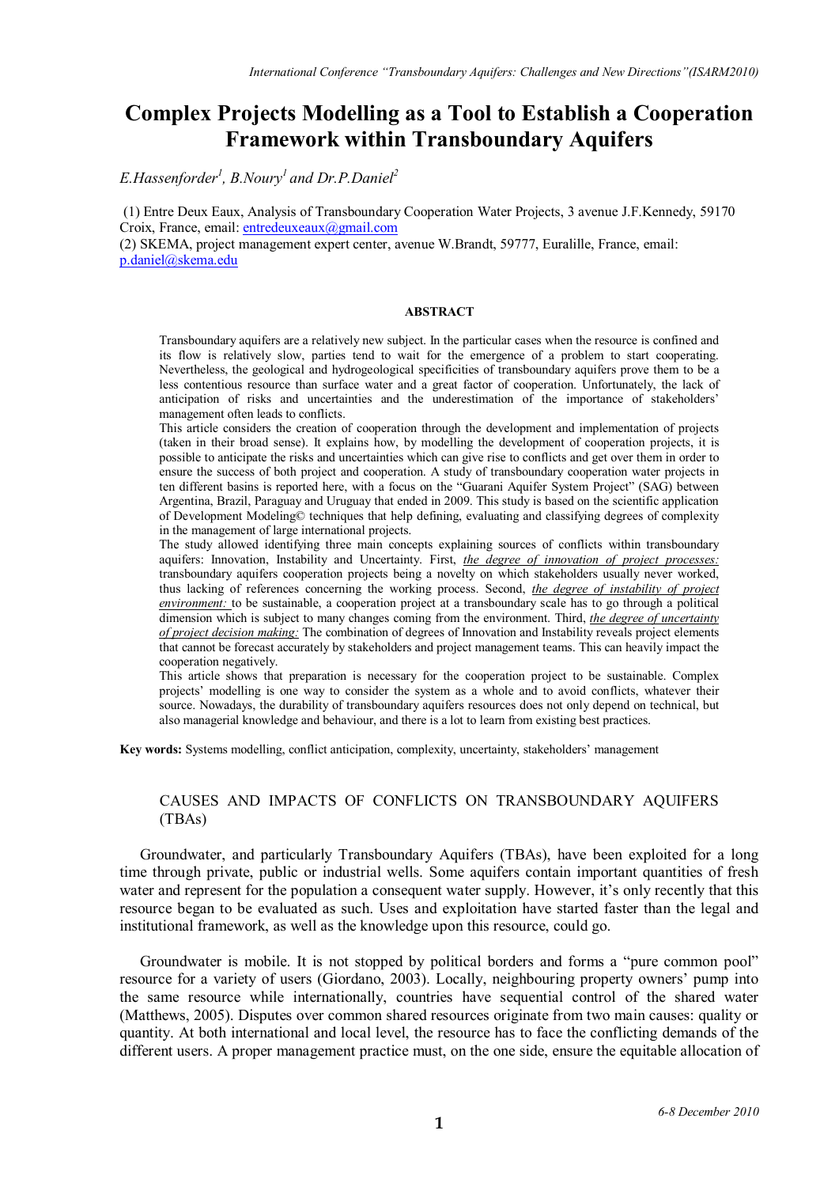# Complex Projects Modelling as a Tool to Establish a Cooperation Framework within Transboundary Aquifers

*E.Hassenforder[1], B.Noury[1] and Dr.P.Daniel[2]*

(1) Entre Deux Eaux, Analysis of Transboundary Cooperation Water Projects, 3 avenue J.F.Kennedy, 59170 Croix, France, email: entredeuxeaux@gmail.com

(2) SKEMA, project management expert center, avenue W.Brandt, 59777, Euralille, France, email: p.daniel@skema.edu

**ABSTRACT**

Transboundary aquifers are a relatively new subject. In the particular cases when the resource is confined and its flow is relatively slow, parties tend to wait for the emergence of a problem to start cooperating. Nevertheless, the geological and hydrogeological specificities of transboundary aquifers prove them to be a less contentious resource than surface water and a great factor of cooperation. Unfortunately, the lack of anticipation of risks and uncertainties and the underestimation of the importance of stakeholders' management often leads to conflicts.

This article considers the creation of cooperation through the development and implementation of projects (taken in their broad sense). It explains how, by modelling the development of cooperation projects, it is possible to anticipate the risks and uncertainties which can give rise to conflicts and get over them in order to ensure the success of both project and cooperation. A study of transboundary cooperation water projects in ten different basins is reported here, with a focus on the "Guarani Aquifer System Project" (SAG) between Argentina, Brazil, Paraguay and Uruguay that ended in 2009. This study is based on the scientific application of Development Modeling© techniques that help defining, evaluating and classifying degrees of complexity in the management of large international projects.

The study allowed identifying three main concepts explaining sources of conflicts within transboundary aquifers: Innovation, Instability and Uncertainty. First, *the degree of innovation of project processes:* transboundary aquifers cooperation projects being a novelty on which stakeholders usually never worked, thus lacking of references concerning the working process. Second, *the degree of instability of project environment:* to be sustainable, a cooperation project at a transboundary scale has to go through a political dimension which is subject to many changes coming from the environment. Third, *the degree of uncertainty of project decision making:* The combination of degrees of Innovation and Instability reveals project elements that cannot be forecast accurately by stakeholders and project management teams. This can heavily impact the cooperation negatively.

This article shows that preparation is necessary for the cooperation project to be sustainable. Complex projects' modelling is one way to consider the system as a whole and to avoid conflicts, whatever their source. Nowadays, the durability of transboundary aquifers resources does not only depend on technical, but also managerial knowledge and behaviour, and there is a lot to learn from existing best practices.

**Key words:** Systems modelling, conflict anticipation, complexity, uncertainty, stakeholders' management

## CAUSES AND IMPACTS OF CONFLICTS ON TRANSBOUNDARY AQUIFERS (TBAs)

Groundwater, and particularly Transboundary Aquifers (TBAs), have been exploited for a long time through private, public or industrial wells. Some aquifers contain important quantities of fresh water and represent for the population a consequent water supply. However, it's only recently that this resource began to be evaluated as such. Uses and exploitation have started faster than the legal and institutional framework, as well as the knowledge upon this resource, could go.

Groundwater is mobile. It is not stopped by political borders and forms a "pure common pool" resource for a variety of users (Giordano, 2003). Locally, neighbouring property owners' pump into the same resource while internationally, countries have sequential control of the shared water (Matthews, 2005). Disputes over common shared resources originate from two main causes: quality or quantity. At both international and local level, the resource has to face the conflicting demands of the different users. A proper management practice must, on the one side, ensure the equitable allocation of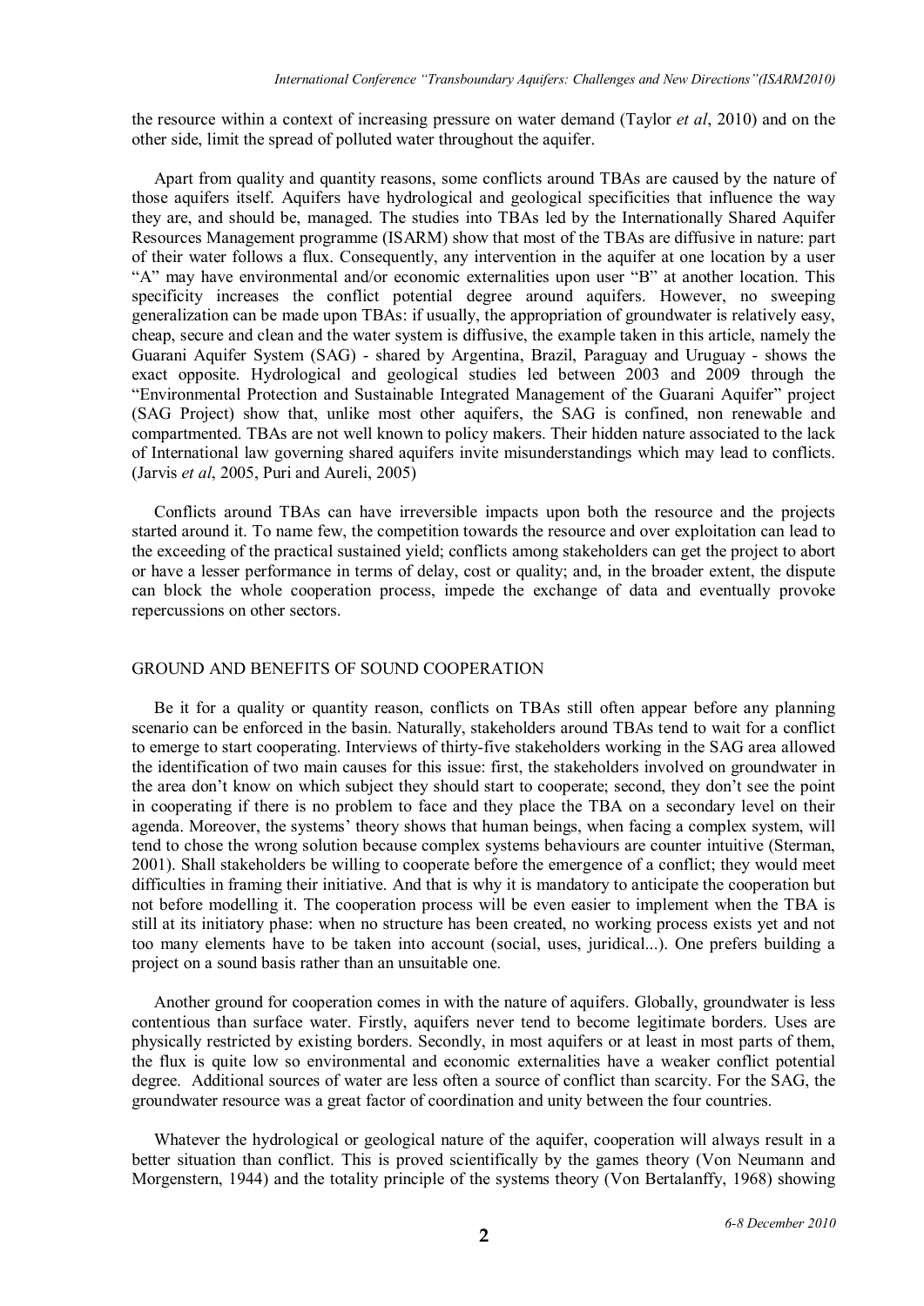the resource within a context of increasing pressure on water demand (Taylor *et al*, 2010) and on the other side, limit the spread of polluted water throughout the aquifer.

Apart from quality and quantity reasons, some conflicts around TBAs are caused by the nature of those aquifers itself. Aquifers have hydrological and geological specificities that influence the way they are, and should be, managed. The studies into TBAs led by the Internationally Shared Aquifer Resources Management programme (ISARM) show that most of the TBAs are diffusive in nature: part of their water follows a flux. Consequently, any intervention in the aquifer at one location by a user "A" may have environmental and/or economic externalities upon user "B" at another location. This specificity increases the conflict potential degree around aquifers. However, no sweeping generalization can be made upon TBAs: if usually, the appropriation of groundwater is relatively easy, cheap, secure and clean and the water system is diffusive, the example taken in this article, namely the Guarani Aquifer System (SAG) - shared by Argentina, Brazil, Paraguay and Uruguay - shows the exact opposite. Hydrological and geological studies led between 2003 and 2009 through the "Environmental Protection and Sustainable Integrated Management of the Guarani Aquifer" project (SAG Project) show that, unlike most other aquifers, the SAG is confined, non renewable and compartmented. TBAs are not well known to policy makers. Their hidden nature associated to the lack of International law governing shared aquifers invite misunderstandings which may lead to conflicts. (Jarvis *et al*, 2005, Puri and Aureli, 2005)

Conflicts around TBAs can have irreversible impacts upon both the resource and the projects started around it. To name few, the competition towards the resource and over exploitation can lead to the exceeding of the practical sustained yield; conflicts among stakeholders can get the project to abort or have a lesser performance in terms of delay, cost or quality; and, in the broader extent, the dispute can block the whole cooperation process, impede the exchange of data and eventually provoke repercussions on other sectors.

## GROUND AND BENEFITS OF SOUND COOPERATION

Be it for a quality or quantity reason, conflicts on TBAs still often appear before any planning scenario can be enforced in the basin. Naturally, stakeholders around TBAs tend to wait for a conflict to emerge to start cooperating. Interviews of thirty-five stakeholders working in the SAG area allowed the identification of two main causes for this issue: first, the stakeholders involved on groundwater in the area don't know on which subject they should start to cooperate; second, they don't see the point in cooperating if there is no problem to face and they place the TBA on a secondary level on their agenda. Moreover, the systems' theory shows that human beings, when facing a complex system, will tend to chose the wrong solution because complex systems behaviours are counter intuitive (Sterman, 2001). Shall stakeholders be willing to cooperate before the emergence of a conflict; they would meet difficulties in framing their initiative. And that is why it is mandatory to anticipate the cooperation but not before modelling it. The cooperation process will be even easier to implement when the TBA is still at its initiatory phase: when no structure has been created, no working process exists yet and not too many elements have to be taken into account (social, uses, juridical...). One prefers building a project on a sound basis rather than an unsuitable one.

Another ground for cooperation comes in with the nature of aquifers. Globally, groundwater is less contentious than surface water. Firstly, aquifers never tend to become legitimate borders. Uses are physically restricted by existing borders. Secondly, in most aquifers or at least in most parts of them, the flux is quite low so environmental and economic externalities have a weaker conflict potential degree. Additional sources of water are less often a source of conflict than scarcity. For the SAG, the groundwater resource was a great factor of coordination and unity between the four countries.

Whatever the hydrological or geological nature of the aquifer, cooperation will always result in a better situation than conflict. This is proved scientifically by the games theory (Von Neumann and Morgenstern, 1944) and the totality principle of the systems theory (Von Bertalanffy, 1968) showing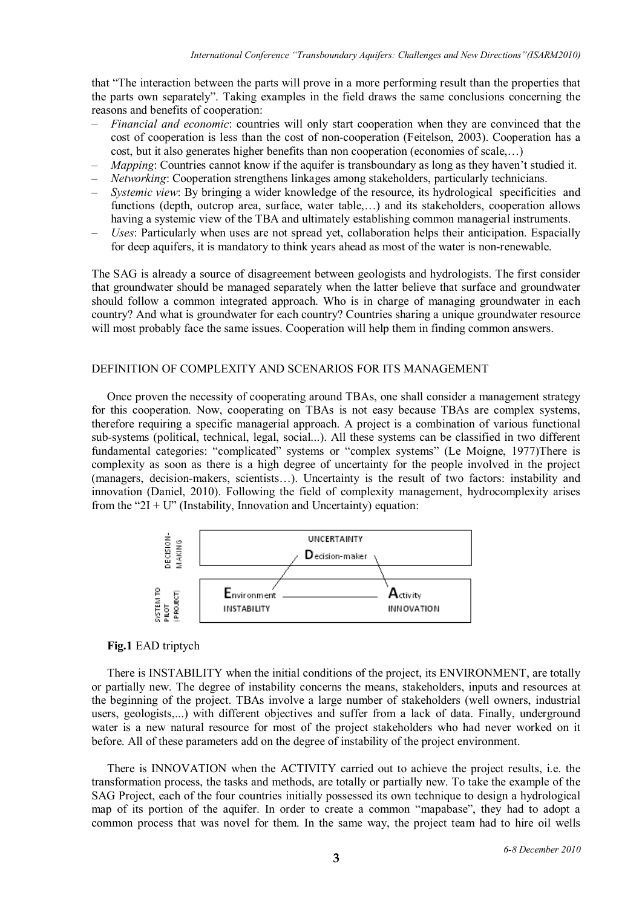that "The interaction between the parts will prove in a more performing result than the properties that the parts own separately". Taking examples in the field draws the same conclusions concerning the reasons and benefits of cooperation:

- *Financial and economic*: countries will only start cooperation when they are convinced that the cost of cooperation is less than the cost of non-cooperation (Feitelson, 2003). Cooperation has a cost, but it also generates higher benefits than non cooperation (economies of scale,…)
- *Mapping*: Countries cannot know if the aquifer is transboundary as long as they haven't studied it.
- *Networking*: Cooperation strengthens linkages among stakeholders, particularly technicians.
- *Systemic view*: By bringing a wider knowledge of the resource, its hydrological specificities and functions (depth, outcrop area, surface, water table,…) and its stakeholders, cooperation allows having a systemic view of the TBA and ultimately establishing common managerial instruments.
- *Uses*: Particularly when uses are not spread yet, collaboration helps their anticipation. Espacially for deep aquifers, it is mandatory to think years ahead as most of the water is non-renewable.

The SAG is already a source of disagreement between geologists and hydrologists. The first consider that groundwater should be managed separately when the latter believe that surface and groundwater should follow a common integrated approach. Who is in charge of managing groundwater in each country? And what is groundwater for each country? Countries sharing a unique groundwater resource will most probably face the same issues. Cooperation will help them in finding common answers.

## DEFINITION OF COMPLEXITY AND SCENARIOS FOR ITS MANAGEMENT

Once proven the necessity of cooperating around TBAs, one shall consider a management strategy for this cooperation. Now, cooperating on TBAs is not easy because TBAs are complex systems, therefore requiring a specific managerial approach. A project is a combination of various functional sub-systems (political, technical, legal, social...). All these systems can be classified in two different fundamental categories: "complicated" systems or "complex systems" (Le Moigne, 1977)There is complexity as soon as there is a high degree of uncertainty for the people involved in the project (managers, decision-makers, scientists…). Uncertainty is the result of two factors: instability and innovation (Daniel, 2010). Following the field of complexity management, hydrocomplexity arises from the "2I + U" (Instability, Innovation and Uncertainty) equation:

| DECISION-MAKING | UNCERTAINTY<br>**D**ecision-maker | |
|---|---|---|
| SYSTEM TO PILOT (PROJECT) | **E**nvironment<br>INSTABILITY | **A**ctivity<br>INNOVATION |

**Fig.1** EAD triptych

There is INSTABILITY when the initial conditions of the project, its ENVIRONMENT, are totally or partially new. The degree of instability concerns the means, stakeholders, inputs and resources at the beginning of the project. TBAs involve a large number of stakeholders (well owners, industrial users, geologists,...) with different objectives and suffer from a lack of data. Finally, underground water is a new natural resource for most of the project stakeholders who had never worked on it before. All of these parameters add on the degree of instability of the project environment.

There is INNOVATION when the ACTIVITY carried out to achieve the project results, i.e. the transformation process, the tasks and methods, are totally or partially new. To take the example of the SAG Project, each of the four countries initially possessed its own technique to design a hydrological map of its portion of the aquifer. In order to create a common "mapabase", they had to adopt a common process that was novel for them. In the same way, the project team had to hire oil wells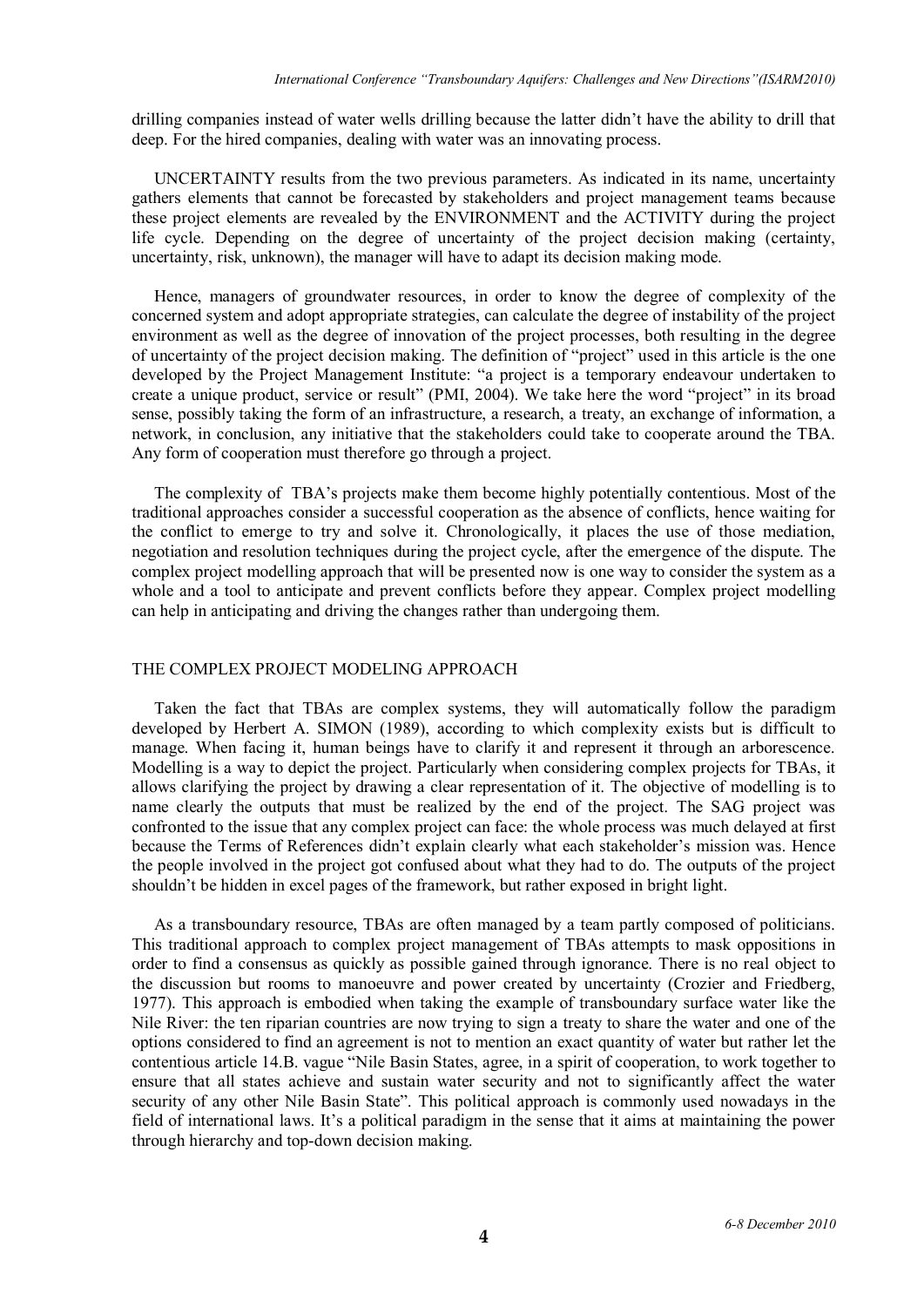drilling companies instead of water wells drilling because the latter didn't have the ability to drill that deep. For the hired companies, dealing with water was an innovating process.

UNCERTAINTY results from the two previous parameters. As indicated in its name, uncertainty gathers elements that cannot be forecasted by stakeholders and project management teams because these project elements are revealed by the ENVIRONMENT and the ACTIVITY during the project life cycle. Depending on the degree of uncertainty of the project decision making (certainty, uncertainty, risk, unknown), the manager will have to adapt its decision making mode.

Hence, managers of groundwater resources, in order to know the degree of complexity of the concerned system and adopt appropriate strategies, can calculate the degree of instability of the project environment as well as the degree of innovation of the project processes, both resulting in the degree of uncertainty of the project decision making. The definition of "project" used in this article is the one developed by the Project Management Institute: "a project is a temporary endeavour undertaken to create a unique product, service or result" (PMI, 2004). We take here the word "project" in its broad sense, possibly taking the form of an infrastructure, a research, a treaty, an exchange of information, a network, in conclusion, any initiative that the stakeholders could take to cooperate around the TBA. Any form of cooperation must therefore go through a project.

The complexity of TBA's projects make them become highly potentially contentious. Most of the traditional approaches consider a successful cooperation as the absence of conflicts, hence waiting for the conflict to emerge to try and solve it. Chronologically, it places the use of those mediation, negotiation and resolution techniques during the project cycle, after the emergence of the dispute. The complex project modelling approach that will be presented now is one way to consider the system as a whole and a tool to anticipate and prevent conflicts before they appear. Complex project modelling can help in anticipating and driving the changes rather than undergoing them.

## THE COMPLEX PROJECT MODELING APPROACH

Taken the fact that TBAs are complex systems, they will automatically follow the paradigm developed by Herbert A. SIMON (1989), according to which complexity exists but is difficult to manage. When facing it, human beings have to clarify it and represent it through an arborescence. Modelling is a way to depict the project. Particularly when considering complex projects for TBAs, it allows clarifying the project by drawing a clear representation of it. The objective of modelling is to name clearly the outputs that must be realized by the end of the project. The SAG project was confronted to the issue that any complex project can face: the whole process was much delayed at first because the Terms of References didn't explain clearly what each stakeholder's mission was. Hence the people involved in the project got confused about what they had to do. The outputs of the project shouldn't be hidden in excel pages of the framework, but rather exposed in bright light.

As a transboundary resource, TBAs are often managed by a team partly composed of politicians. This traditional approach to complex project management of TBAs attempts to mask oppositions in order to find a consensus as quickly as possible gained through ignorance. There is no real object to the discussion but rooms to manoeuvre and power created by uncertainty (Crozier and Friedberg, 1977). This approach is embodied when taking the example of transboundary surface water like the Nile River: the ten riparian countries are now trying to sign a treaty to share the water and one of the options considered to find an agreement is not to mention an exact quantity of water but rather let the contentious article 14.B. vague "Nile Basin States, agree, in a spirit of cooperation, to work together to ensure that all states achieve and sustain water security and not to significantly affect the water security of any other Nile Basin State". This political approach is commonly used nowadays in the field of international laws. It's a political paradigm in the sense that it aims at maintaining the power through hierarchy and top-down decision making.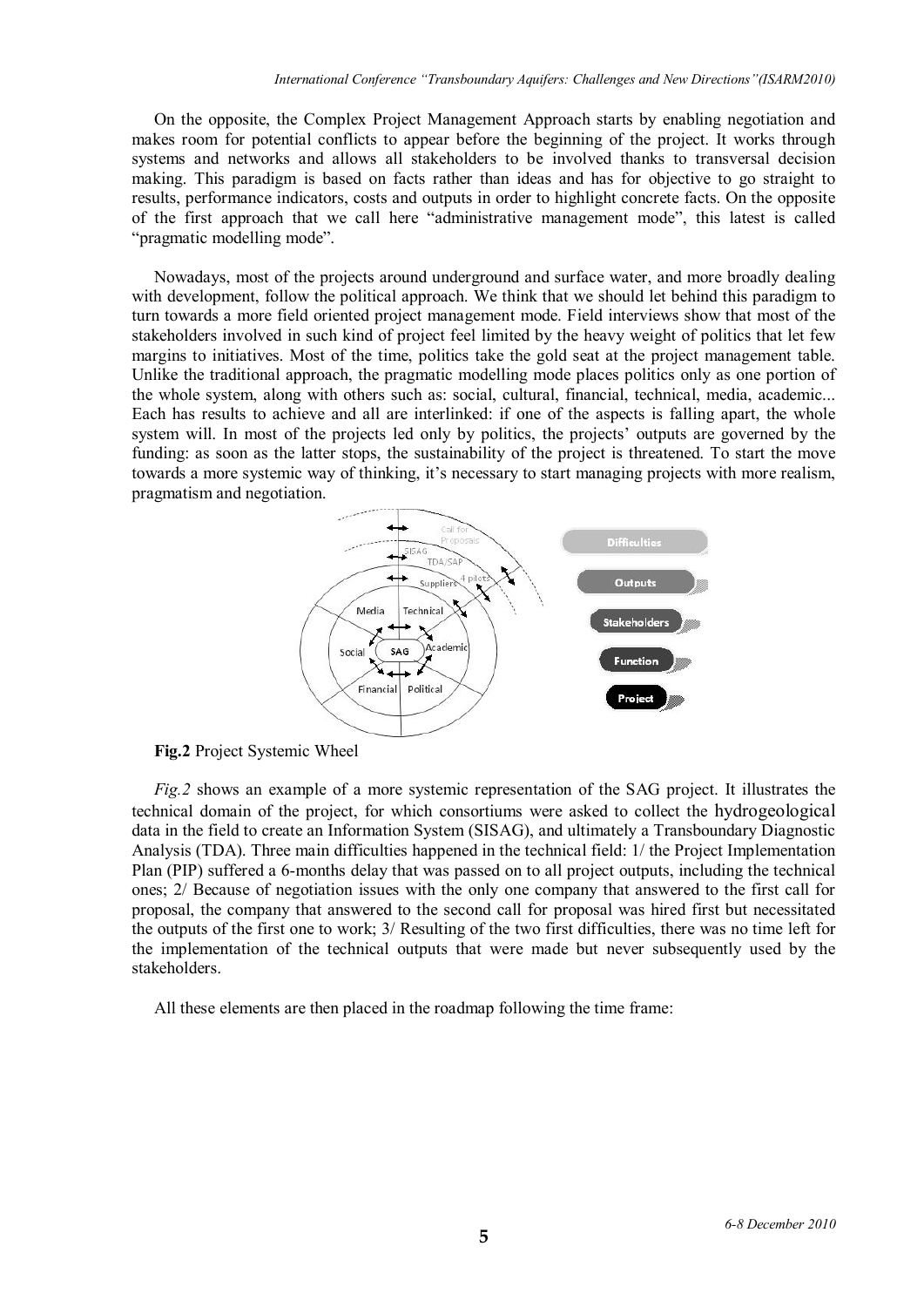On the opposite, the Complex Project Management Approach starts by enabling negotiation and makes room for potential conflicts to appear before the beginning of the project. It works through systems and networks and allows all stakeholders to be involved thanks to transversal decision making. This paradigm is based on facts rather than ideas and has for objective to go straight to results, performance indicators, costs and outputs in order to highlight concrete facts. On the opposite of the first approach that we call here "administrative management mode", this latest is called "pragmatic modelling mode".

Nowadays, most of the projects around underground and surface water, and more broadly dealing with development, follow the political approach. We think that we should let behind this paradigm to turn towards a more field oriented project management mode. Field interviews show that most of the stakeholders involved in such kind of project feel limited by the heavy weight of politics that let few margins to initiatives. Most of the time, politics take the gold seat at the project management table. Unlike the traditional approach, the pragmatic modelling mode places politics only as one portion of the whole system, along with others such as: social, cultural, financial, technical, media, academic... Each has results to achieve and all are interlinked: if one of the aspects is falling apart, the whole system will. In most of the projects led only by politics, the projects' outputs are governed by the funding: as soon as the latter stops, the sustainability of the project is threatened. To start the move towards a more systemic way of thinking, it's necessary to start managing projects with more realism, pragmatism and negotiation.

**Fig.2** Project Systemic Wheel

*Fig.2* shows an example of a more systemic representation of the SAG project. It illustrates the technical domain of the project, for which consortiums were asked to collect the hydrogeological data in the field to create an Information System (SISAG), and ultimately a Transboundary Diagnostic Analysis (TDA). Three main difficulties happened in the technical field: 1/ the Project Implementation Plan (PIP) suffered a 6-months delay that was passed on to all project outputs, including the technical ones; 2/ Because of negotiation issues with the only one company that answered to the first call for proposal, the company that answered to the second call for proposal was hired first but necessitated the outputs of the first one to work; 3/ Resulting of the two first difficulties, there was no time left for the implementation of the technical outputs that were made but never subsequently used by the stakeholders.

All these elements are then placed in the roadmap following the time frame: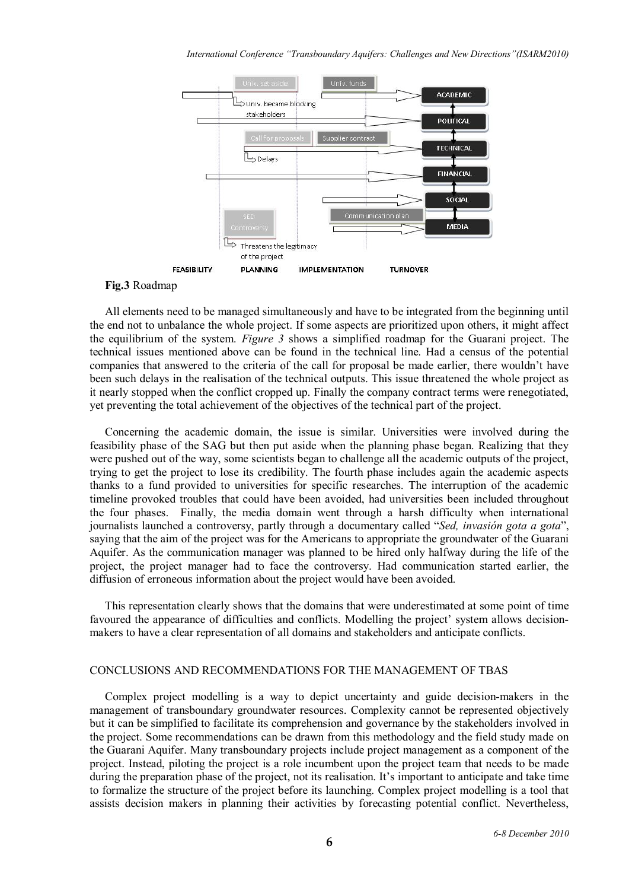**Fig.3** Roadmap

All elements need to be managed simultaneously and have to be integrated from the beginning until the end not to unbalance the whole project. If some aspects are prioritized upon others, it might affect the equilibrium of the system. *Figure 3* shows a simplified roadmap for the Guarani project. The technical issues mentioned above can be found in the technical line. Had a census of the potential companies that answered to the criteria of the call for proposal be made earlier, there wouldn't have been such delays in the realisation of the technical outputs. This issue threatened the whole project as it nearly stopped when the conflict cropped up. Finally the company contract terms were renegotiated, yet preventing the total achievement of the objectives of the technical part of the project.

Concerning the academic domain, the issue is similar. Universities were involved during the feasibility phase of the SAG but then put aside when the planning phase began. Realizing that they were pushed out of the way, some scientists began to challenge all the academic outputs of the project, trying to get the project to lose its credibility. The fourth phase includes again the academic aspects thanks to a fund provided to universities for specific researches. The interruption of the academic timeline provoked troubles that could have been avoided, had universities been included throughout the four phases. Finally, the media domain went through a harsh difficulty when international journalists launched a controversy, partly through a documentary called "*Sed, invasión gota a gota*", saying that the aim of the project was for the Americans to appropriate the groundwater of the Guarani Aquifer. As the communication manager was planned to be hired only halfway during the life of the project, the project manager had to face the controversy. Had communication started earlier, the diffusion of erroneous information about the project would have been avoided.

This representation clearly shows that the domains that were underestimated at some point of time favoured the appearance of difficulties and conflicts. Modelling the project' system allows decision-makers to have a clear representation of all domains and stakeholders and anticipate conflicts.

## CONCLUSIONS AND RECOMMENDATIONS FOR THE MANAGEMENT OF TBAS

Complex project modelling is a way to depict uncertainty and guide decision-makers in the management of transboundary groundwater resources. Complexity cannot be represented objectively but it can be simplified to facilitate its comprehension and governance by the stakeholders involved in the project. Some recommendations can be drawn from this methodology and the field study made on the Guarani Aquifer. Many transboundary projects include project management as a component of the project. Instead, piloting the project is a role incumbent upon the project team that needs to be made during the preparation phase of the project, not its realisation. It's important to anticipate and take time to formalize the structure of the project before its launching. Complex project modelling is a tool that assists decision makers in planning their activities by forecasting potential conflict. Nevertheless,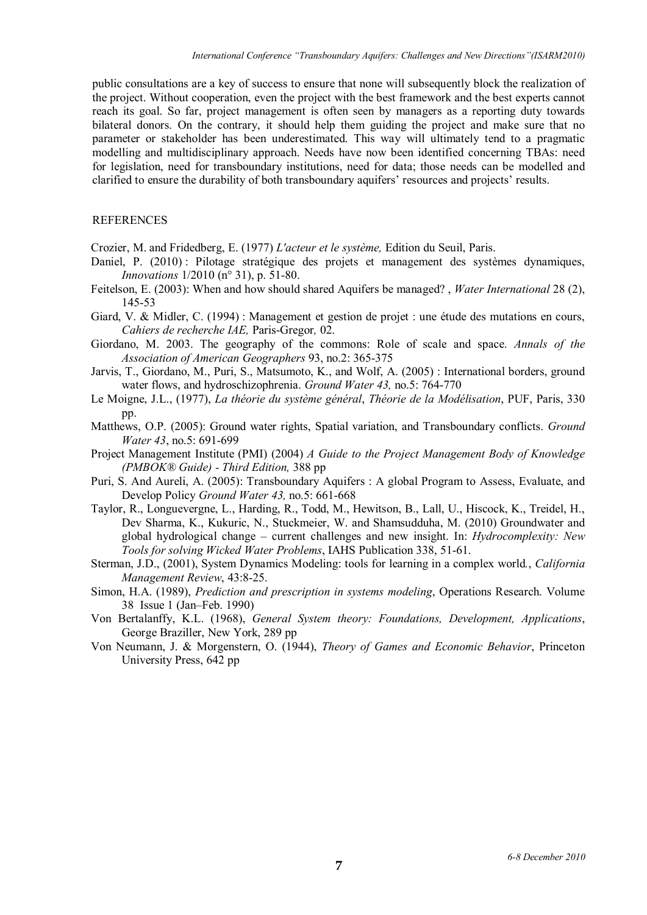public consultations are a key of success to ensure that none will subsequently block the realization of the project. Without cooperation, even the project with the best framework and the best experts cannot reach its goal. So far, project management is often seen by managers as a reporting duty towards bilateral donors. On the contrary, it should help them guiding the project and make sure that no parameter or stakeholder has been underestimated. This way will ultimately tend to a pragmatic modelling and multidisciplinary approach. Needs have now been identified concerning TBAs: need for legislation, need for transboundary institutions, need for data; those needs can be modelled and clarified to ensure the durability of both transboundary aquifers' resources and projects' results.

## REFERENCES

Crozier, M. and Fridedberg, E. (1977) *L'acteur et le système,* Edition du Seuil, Paris.

Daniel, P. (2010) : Pilotage stratégique des projets et management des systèmes dynamiques, *Innovations* 1/2010 (n° 31), p. 51-80.

Feitelson, E. (2003): When and how should shared Aquifers be managed? , *Water International* 28 (2), 145-53

Giard, V. & Midler, C. (1994) : Management et gestion de projet : une étude des mutations en cours, *Cahiers de recherche IAE,* Paris-Gregor*,* 02.

Giordano, M. 2003. The geography of the commons: Role of scale and space. *Annals of the Association of American Geographers* 93, no.2: 365-375

Jarvis, T., Giordano, M., Puri, S., Matsumoto, K., and Wolf, A. (2005) : International borders, ground water flows, and hydroschizophrenia. *Ground Water 43,* no.5: 764-770

Le Moigne, J.L., (1977), *La théorie du système général*, *Théorie de la Modélisation*, PUF, Paris, 330 pp.

Matthews, O.P. (2005): Ground water rights, Spatial variation, and Transboundary conflicts. *Ground Water 43*, no.5: 691-699

Project Management Institute (PMI) (2004) *A Guide to the Project Management Body of Knowledge (PMBOK® Guide) - Third Edition,* 388 pp

Puri, S. And Aureli, A. (2005): Transboundary Aquifers : A global Program to Assess, Evaluate, and Develop Policy *Ground Water 43,* no.5: 661-668

Taylor, R., Longuevergne, L., Harding, R., Todd, M., Hewitson, B., Lall, U., Hiscock, K., Treidel, H., Dev Sharma, K., Kukuric, N., Stuckmeier, W. and Shamsudduha, M. (2010) Groundwater and global hydrological change – current challenges and new insight. In: *Hydrocomplexity: New Tools for solving Wicked Water Problems*, IAHS Publication 338, 51-61.

Sterman, J.D., (2001), System Dynamics Modeling: tools for learning in a complex world*.*, *California Management Review*, 43:8-25.

Simon, H.A. (1989), *Prediction and prescription in systems modeling*, Operations Research. Volume 38 Issue 1 (Jan–Feb. 1990)

Von Bertalanffy, K.L. (1968), *General System theory: Foundations, Development, Applications*, George Braziller, New York, 289 pp

Von Neumann, J. & Morgenstern, O. (1944), *Theory of Games and Economic Behavior*, Princeton University Press, 642 pp